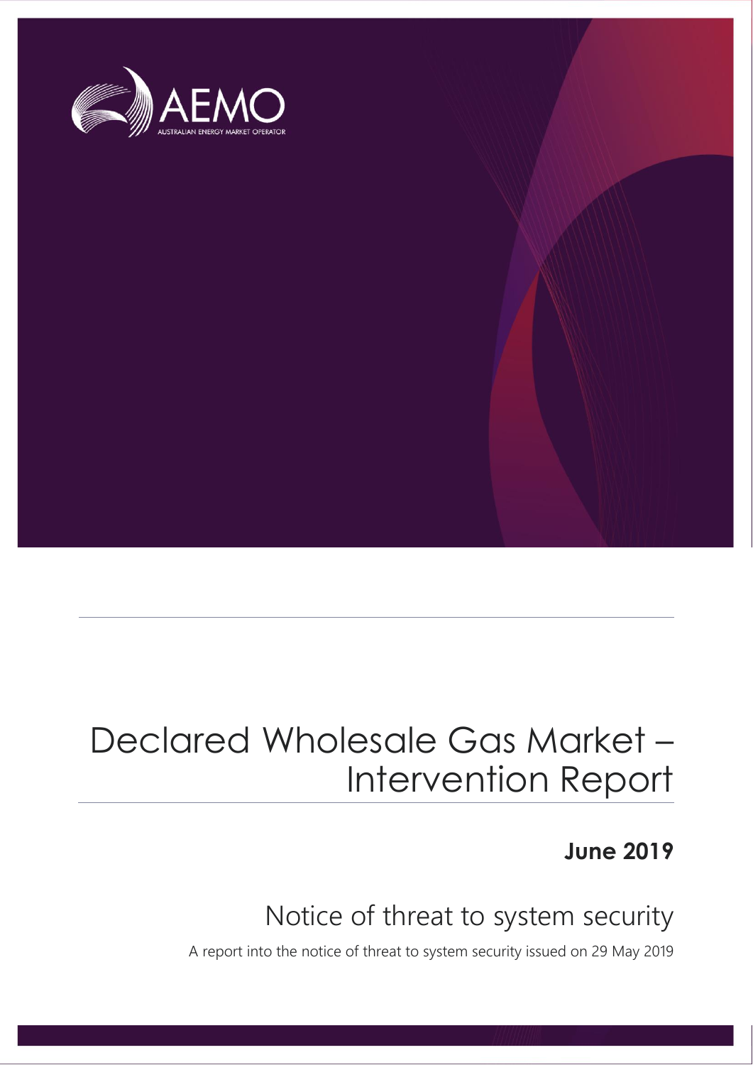AEMO

AUSTRALIAN ENERGY MARKET OPERATOR

# Declared Wholesale Gas Market – Intervention Report

**June 2019**

## Notice of threat to system security

A report into the notice of threat to system security issued on 29 May 2019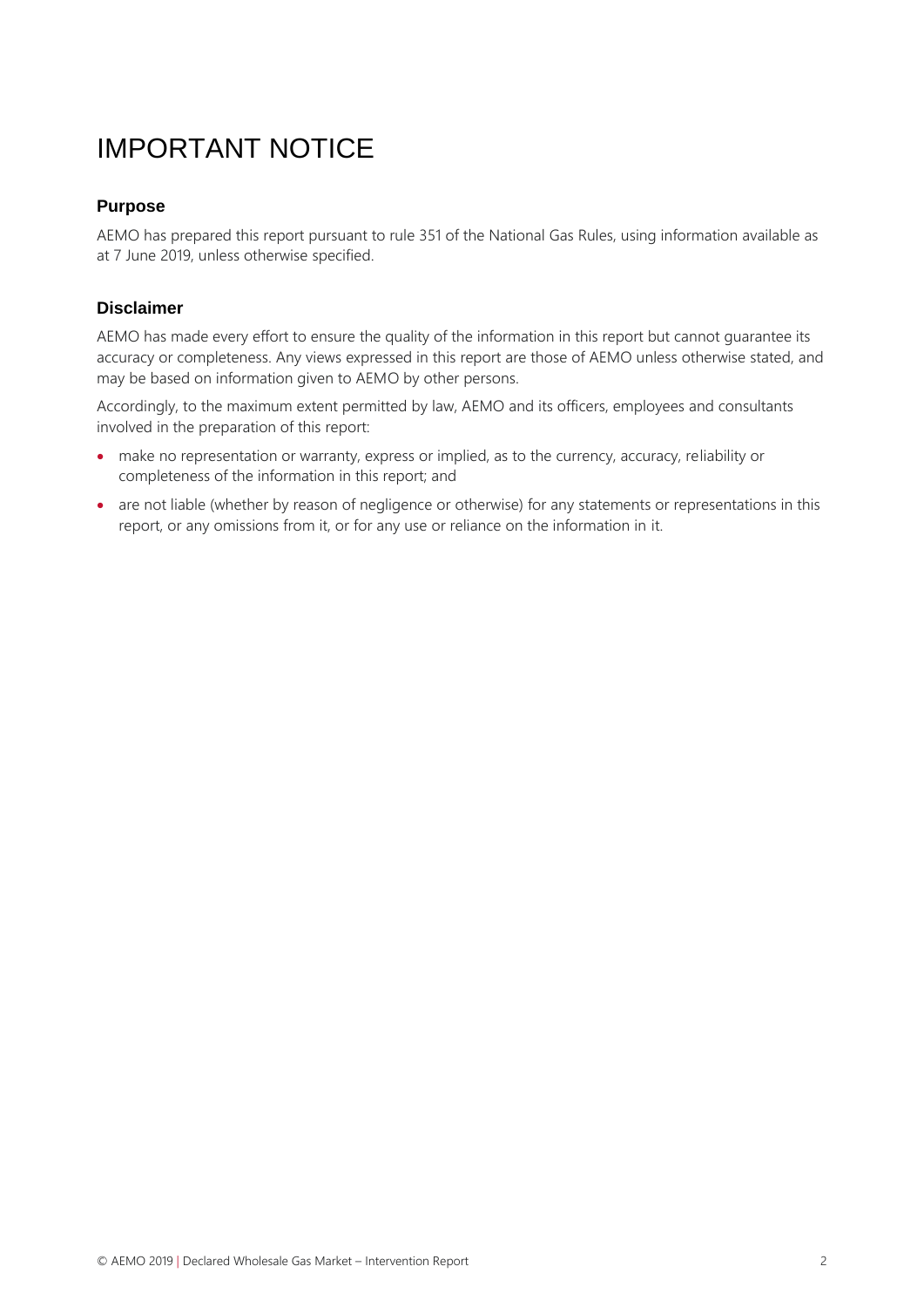# IMPORTANT NOTICE

### Purpose

AEMO has prepared this report pursuant to rule 351 of the National Gas Rules, using information available as at 7 June 2019, unless otherwise specified.

### Disclaimer

AEMO has made every effort to ensure the quality of the information in this report but cannot guarantee its accuracy or completeness. Any views expressed in this report are those of AEMO unless otherwise stated, and may be based on information given to AEMO by other persons.

Accordingly, to the maximum extent permitted by law, AEMO and its officers, employees and consultants involved in the preparation of this report:

- make no representation or warranty, express or implied, as to the currency, accuracy, reliability or completeness of the information in this report; and
- are not liable (whether by reason of negligence or otherwise) for any statements or representations in this report, or any omissions from it, or for any use or reliance on the information in it.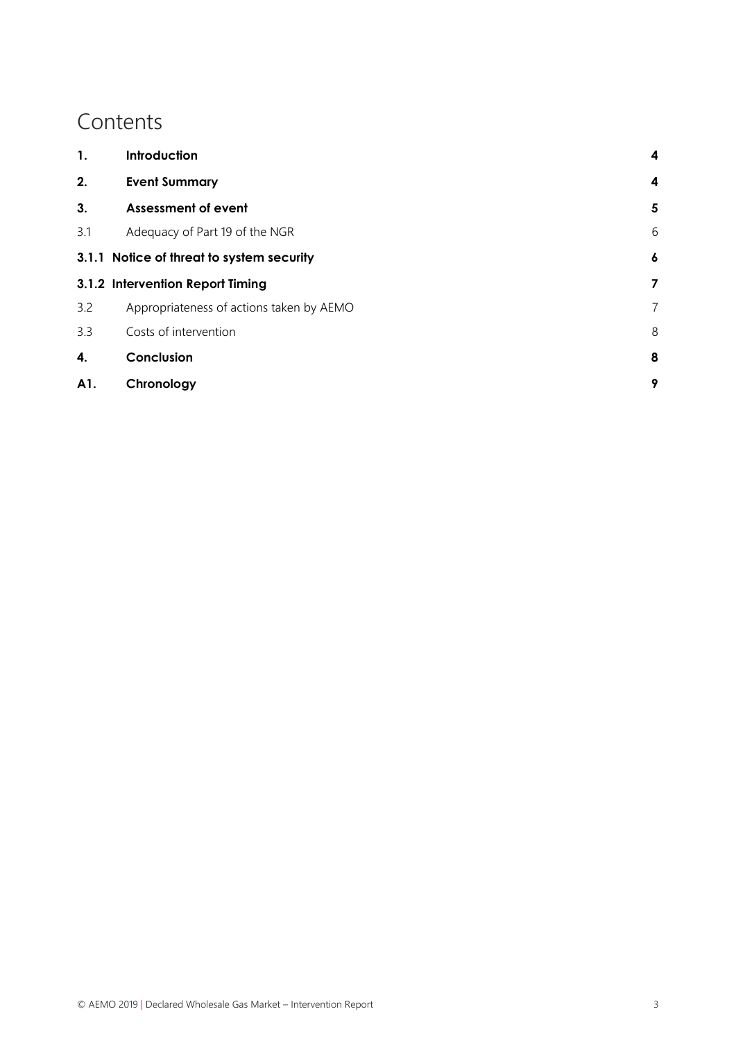# Contents

| | | |
|---|---|---|
| **1.** | **Introduction** | **4** |
| **2.** | **Event Summary** | **4** |
| **3.** | **Assessment of event** | **5** |
| 3.1 | Adequacy of Part 19 of the NGR | 6 |
| **3.1.1** | **Notice of threat to system security** | **6** |
| **3.1.2** | **Intervention Report Timing** | **7** |
| 3.2 | Appropriateness of actions taken by AEMO | 7 |
| 3.3 | Costs of intervention | 8 |
| **4.** | **Conclusion** | **8** |
| **A1.** | **Chronology** | **9** |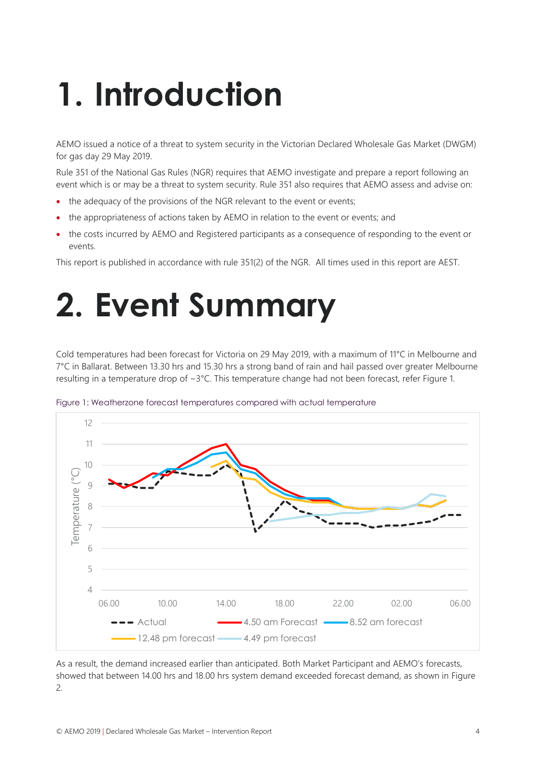# 1. Introduction

AEMO issued a notice of a threat to system security in the Victorian Declared Wholesale Gas Market (DWGM) for gas day 29 May 2019.

Rule 351 of the National Gas Rules (NGR) requires that AEMO investigate and prepare a report following an event which is or may be a threat to system security. Rule 351 also requires that AEMO assess and advise on:

- the adequacy of the provisions of the NGR relevant to the event or events;
- the appropriateness of actions taken by AEMO in relation to the event or events; and
- the costs incurred by AEMO and Registered participants as a consequence of responding to the event or events.

This report is published in accordance with rule 351(2) of the NGR. All times used in this report are AEST.

# 2. Event Summary

Cold temperatures had been forecast for Victoria on 29 May 2019, with a maximum of 11°C in Melbourne and 7°C in Ballarat. Between 13.30 hrs and 15.30 hrs a strong band of rain and hail passed over greater Melbourne resulting in a temperature drop of ~3°C. This temperature change had not been forecast, refer Figure 1.

Figure 1: Weatherzone forecast temperatures compared with actual temperature

As a result, the demand increased earlier than anticipated. Both Market Participant and AEMO's forecasts, showed that between 14.00 hrs and 18.00 hrs system demand exceeded forecast demand, as shown in Figure 2.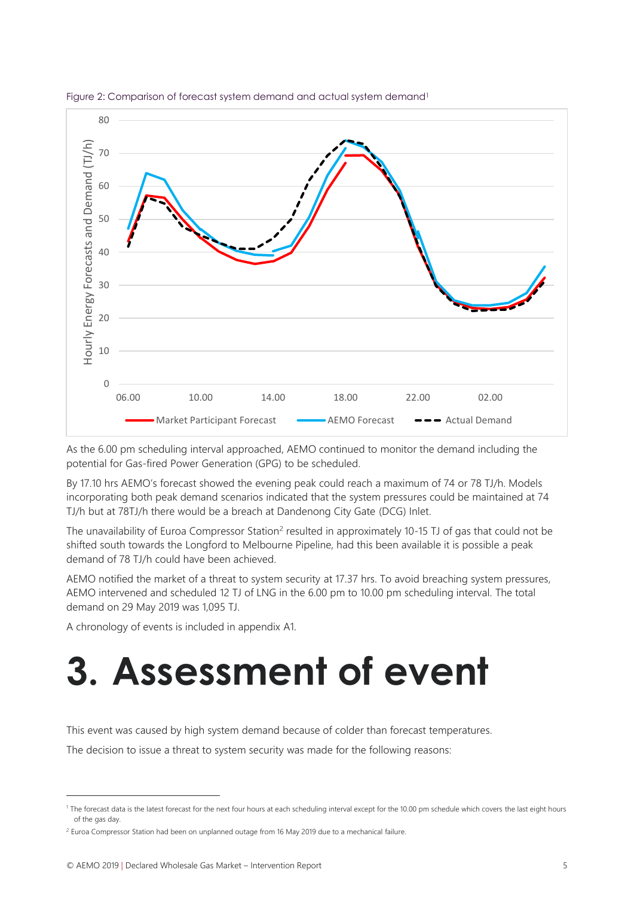Figure 2: Comparison of forecast system demand and actual system demand[1]

As the 6.00 pm scheduling interval approached, AEMO continued to monitor the demand including the potential for Gas-fired Power Generation (GPG) to be scheduled.

By 17.10 hrs AEMO's forecast showed the evening peak could reach a maximum of 74 or 78 TJ/h. Models incorporating both peak demand scenarios indicated that the system pressures could be maintained at 74 TJ/h but at 78TJ/h there would be a breach at Dandenong City Gate (DCG) Inlet.

The unavailability of Euroa Compressor Station[2] resulted in approximately 10-15 TJ of gas that could not be shifted south towards the Longford to Melbourne Pipeline, had this been available it is possible a peak demand of 78 TJ/h could have been achieved.

AEMO notified the market of a threat to system security at 17.37 hrs. To avoid breaching system pressures, AEMO intervened and scheduled 12 TJ of LNG in the 6.00 pm to 10.00 pm scheduling interval. The total demand on 29 May 2019 was 1,095 TJ.

A chronology of events is included in appendix A1.

# 3. Assessment of event

This event was caused by high system demand because of colder than forecast temperatures.

The decision to issue a threat to system security was made for the following reasons:

---

[1] The forecast data is the latest forecast for the next four hours at each scheduling interval except for the 10.00 pm schedule which covers the last eight hours of the gas day.

[2] Euroa Compressor Station had been on unplanned outage from 16 May 2019 due to a mechanical failure.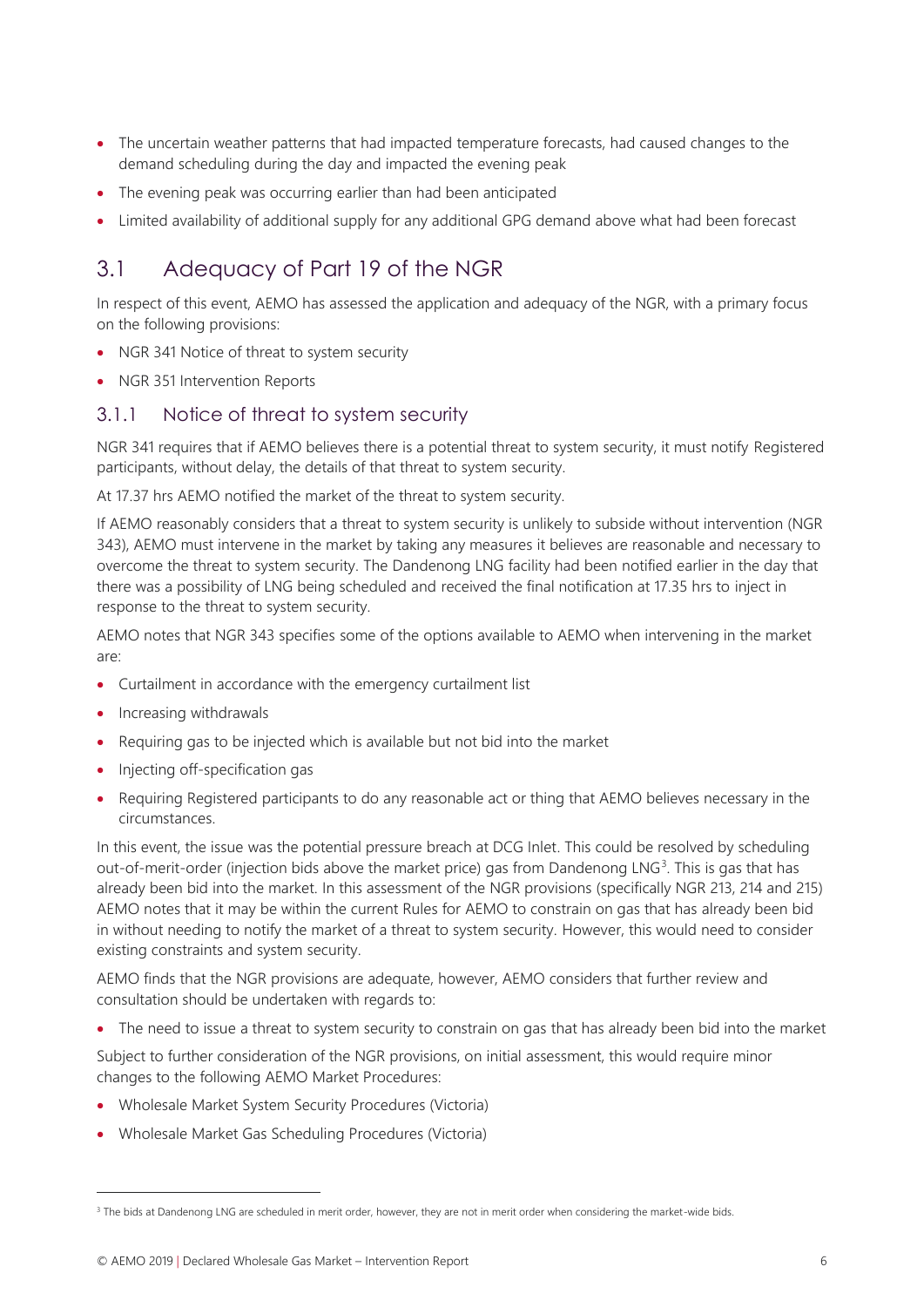- The uncertain weather patterns that had impacted temperature forecasts, had caused changes to the demand scheduling during the day and impacted the evening peak
- The evening peak was occurring earlier than had been anticipated
- Limited availability of additional supply for any additional GPG demand above what had been forecast

## 3.1 Adequacy of Part 19 of the NGR

In respect of this event, AEMO has assessed the application and adequacy of the NGR, with a primary focus on the following provisions:

- NGR 341 Notice of threat to system security
- NGR 351 Intervention Reports

### 3.1.1 Notice of threat to system security

NGR 341 requires that if AEMO believes there is a potential threat to system security, it must notify Registered participants, without delay, the details of that threat to system security.

At 17.37 hrs AEMO notified the market of the threat to system security.

If AEMO reasonably considers that a threat to system security is unlikely to subside without intervention (NGR 343), AEMO must intervene in the market by taking any measures it believes are reasonable and necessary to overcome the threat to system security. The Dandenong LNG facility had been notified earlier in the day that there was a possibility of LNG being scheduled and received the final notification at 17.35 hrs to inject in response to the threat to system security.

AEMO notes that NGR 343 specifies some of the options available to AEMO when intervening in the market are:

- Curtailment in accordance with the emergency curtailment list
- Increasing withdrawals
- Requiring gas to be injected which is available but not bid into the market
- Injecting off-specification gas
- Requiring Registered participants to do any reasonable act or thing that AEMO believes necessary in the circumstances.

In this event, the issue was the potential pressure breach at DCG Inlet. This could be resolved by scheduling out-of-merit-order (injection bids above the market price) gas from Dandenong LNG[3]. This is gas that has already been bid into the market. In this assessment of the NGR provisions (specifically NGR 213, 214 and 215) AEMO notes that it may be within the current Rules for AEMO to constrain on gas that has already been bid in without needing to notify the market of a threat to system security. However, this would need to consider existing constraints and system security.

AEMO finds that the NGR provisions are adequate, however, AEMO considers that further review and consultation should be undertaken with regards to:

- The need to issue a threat to system security to constrain on gas that has already been bid into the market

Subject to further consideration of the NGR provisions, on initial assessment, this would require minor changes to the following AEMO Market Procedures:

- Wholesale Market System Security Procedures (Victoria)
- Wholesale Market Gas Scheduling Procedures (Victoria)

[3] The bids at Dandenong LNG are scheduled in merit order, however, they are not in merit order when considering the market-wide bids.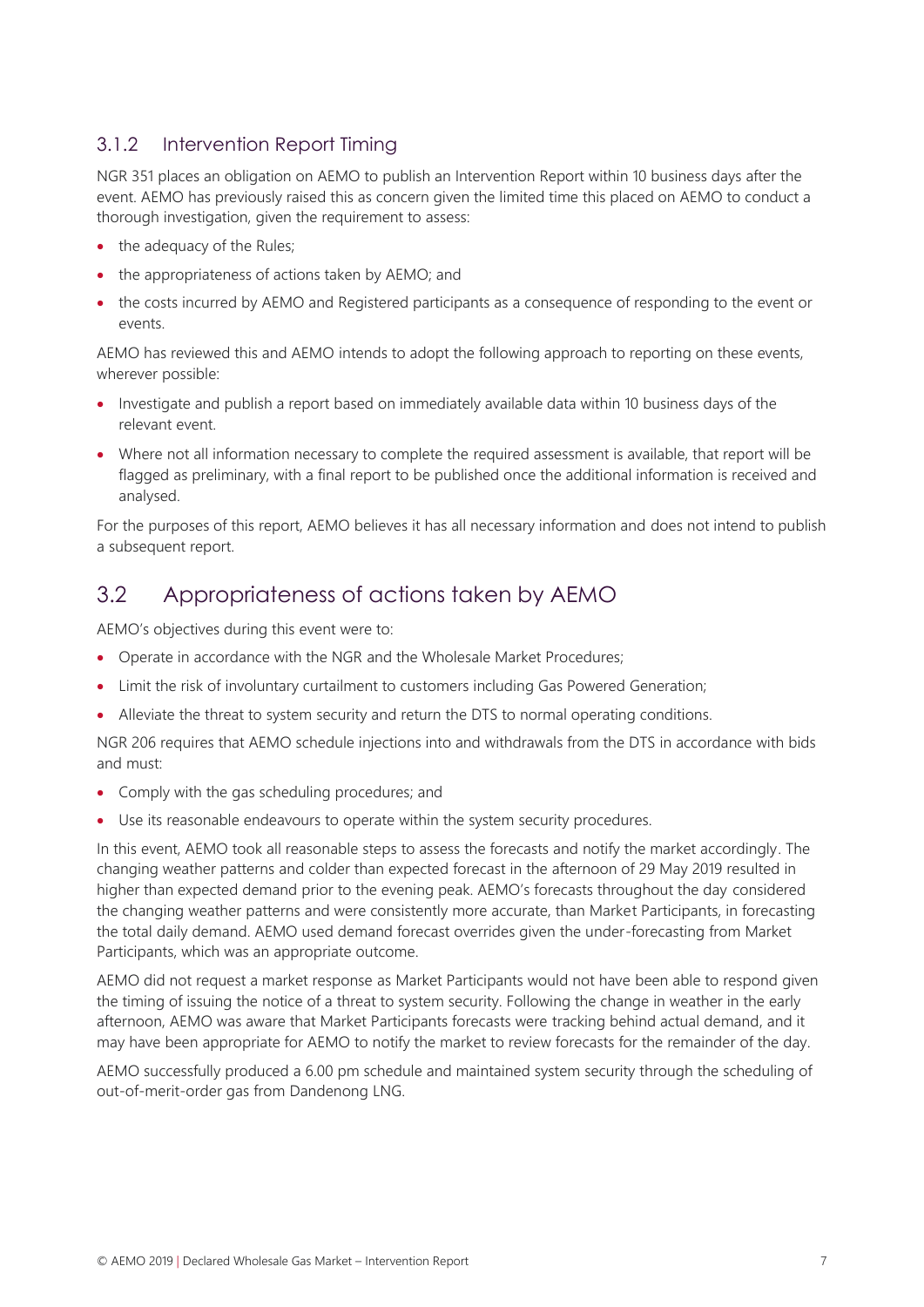### 3.1.2 Intervention Report Timing

NGR 351 places an obligation on AEMO to publish an Intervention Report within 10 business days after the event. AEMO has previously raised this as concern given the limited time this placed on AEMO to conduct a thorough investigation, given the requirement to assess:

- the adequacy of the Rules;
- the appropriateness of actions taken by AEMO; and
- the costs incurred by AEMO and Registered participants as a consequence of responding to the event or events.

AEMO has reviewed this and AEMO intends to adopt the following approach to reporting on these events, wherever possible:

- Investigate and publish a report based on immediately available data within 10 business days of the relevant event.
- Where not all information necessary to complete the required assessment is available, that report will be flagged as preliminary, with a final report to be published once the additional information is received and analysed.

For the purposes of this report, AEMO believes it has all necessary information and does not intend to publish a subsequent report.

## 3.2 Appropriateness of actions taken by AEMO

AEMO's objectives during this event were to:

- Operate in accordance with the NGR and the Wholesale Market Procedures;
- Limit the risk of involuntary curtailment to customers including Gas Powered Generation;
- Alleviate the threat to system security and return the DTS to normal operating conditions.

NGR 206 requires that AEMO schedule injections into and withdrawals from the DTS in accordance with bids and must:

- Comply with the gas scheduling procedures; and
- Use its reasonable endeavours to operate within the system security procedures.

In this event, AEMO took all reasonable steps to assess the forecasts and notify the market accordingly. The changing weather patterns and colder than expected forecast in the afternoon of 29 May 2019 resulted in higher than expected demand prior to the evening peak. AEMO's forecasts throughout the day considered the changing weather patterns and were consistently more accurate, than Market Participants, in forecasting the total daily demand. AEMO used demand forecast overrides given the under-forecasting from Market Participants, which was an appropriate outcome.

AEMO did not request a market response as Market Participants would not have been able to respond given the timing of issuing the notice of a threat to system security. Following the change in weather in the early afternoon, AEMO was aware that Market Participants forecasts were tracking behind actual demand, and it may have been appropriate for AEMO to notify the market to review forecasts for the remainder of the day.

AEMO successfully produced a 6.00 pm schedule and maintained system security through the scheduling of out-of-merit-order gas from Dandenong LNG.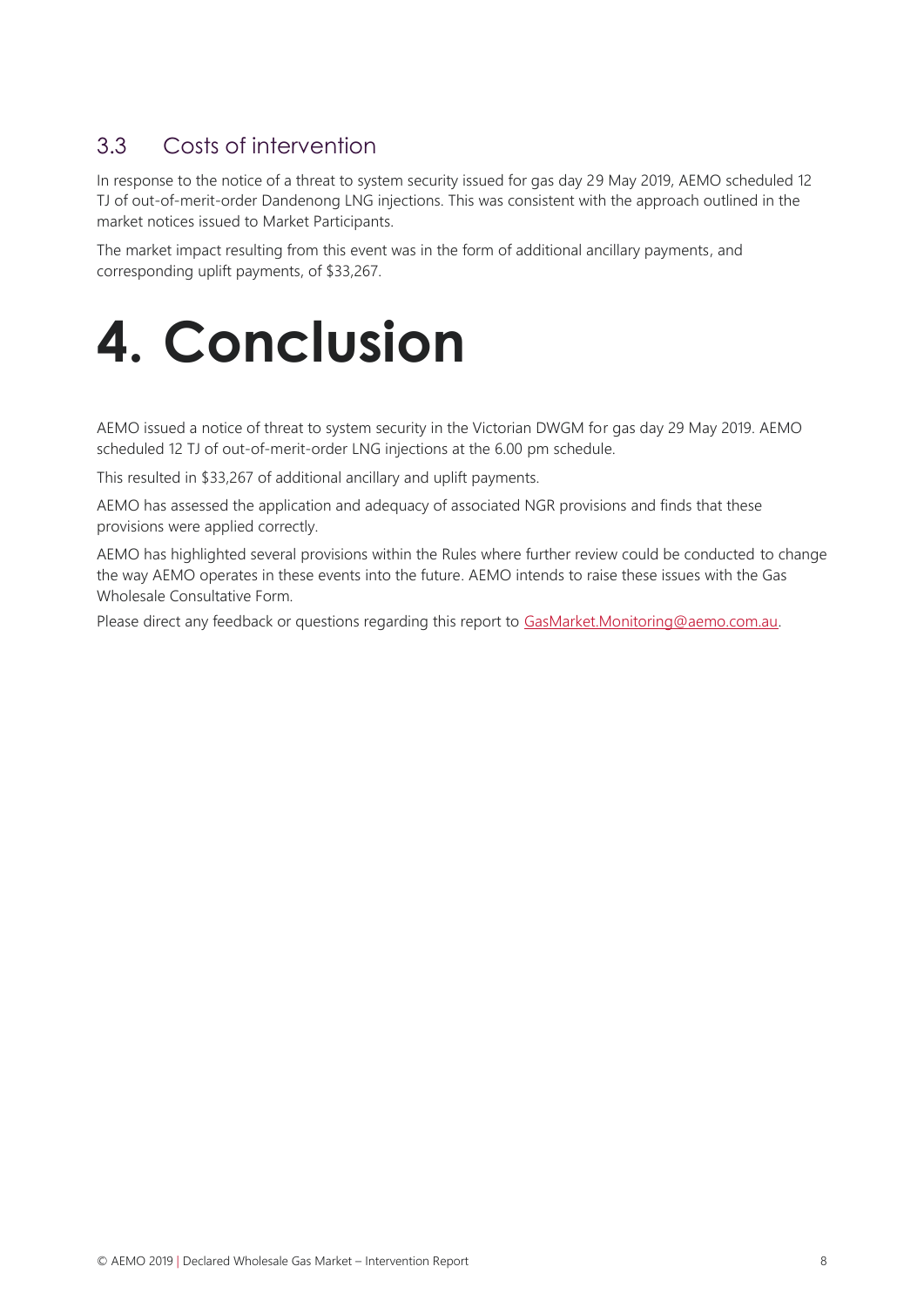## 3.3 Costs of intervention

In response to the notice of a threat to system security issued for gas day 29 May 2019, AEMO scheduled 12 TJ of out-of-merit-order Dandenong LNG injections. This was consistent with the approach outlined in the market notices issued to Market Participants.

The market impact resulting from this event was in the form of additional ancillary payments, and corresponding uplift payments, of $33,267.

# 4. Conclusion

AEMO issued a notice of threat to system security in the Victorian DWGM for gas day 29 May 2019. AEMO scheduled 12 TJ of out-of-merit-order LNG injections at the 6.00 pm schedule.

This resulted in $33,267 of additional ancillary and uplift payments.

AEMO has assessed the application and adequacy of associated NGR provisions and finds that these provisions were applied correctly.

AEMO has highlighted several provisions within the Rules where further review could be conducted to change the way AEMO operates in these events into the future. AEMO intends to raise these issues with the Gas Wholesale Consultative Form.

Please direct any feedback or questions regarding this report to [GasMarket.Monitoring@aemo.com.au](mailto:GasMarket.Monitoring@aemo.com.au).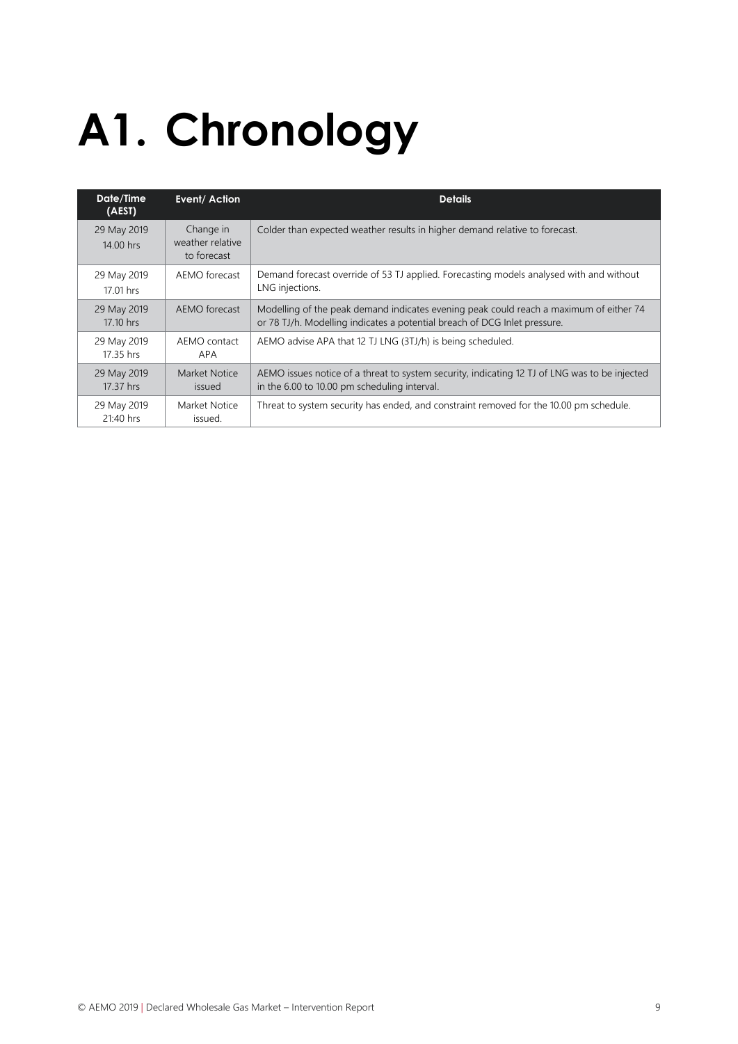# A1. Chronology

| Date/Time (AEST) | Event/ Action | Details |
| --- | --- | --- |
| 29 May 2019 14.00 hrs | Change in weather relative to forecast | Colder than expected weather results in higher demand relative to forecast. |
| 29 May 2019 17.01 hrs | AEMO forecast | Demand forecast override of 53 TJ applied. Forecasting models analysed with and without LNG injections. |
| 29 May 2019 17.10 hrs | AEMO forecast | Modelling of the peak demand indicates evening peak could reach a maximum of either 74 or 78 TJ/h. Modelling indicates a potential breach of DCG Inlet pressure. |
| 29 May 2019 17.35 hrs | AEMO contact APA | AEMO advise APA that 12 TJ LNG (3TJ/h) is being scheduled. |
| 29 May 2019 17.37 hrs | Market Notice issued | AEMO issues notice of a threat to system security, indicating 12 TJ of LNG was to be injected in the 6.00 to 10.00 pm scheduling interval. |
| 29 May 2019 21:40 hrs | Market Notice issued. | Threat to system security has ended, and constraint removed for the 10.00 pm schedule. |